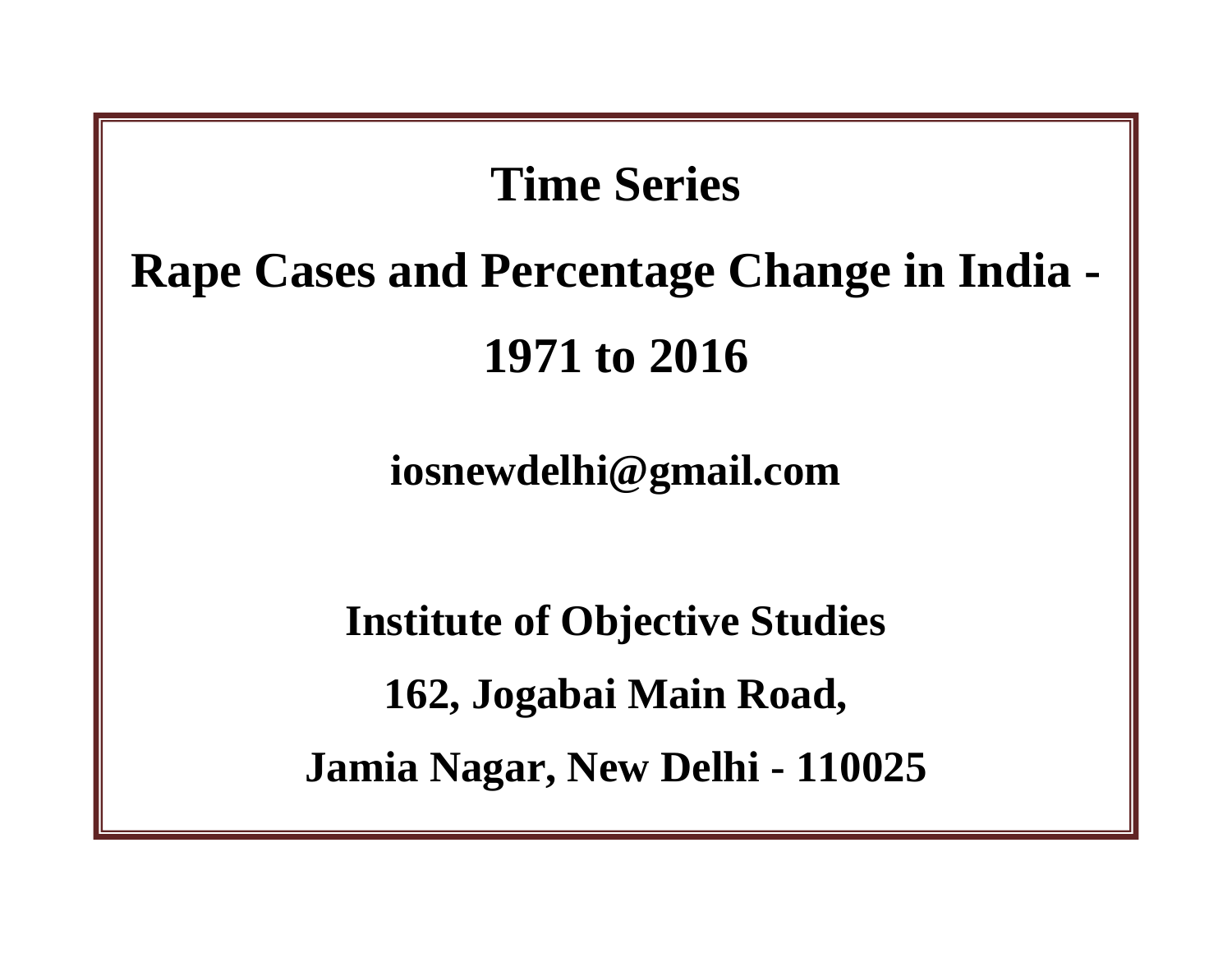# Time Series

# Rape Cases and Percentage Change in India - 1971 to 2016

**iosnewdelhi@gmail.com**

**Institute of Objective Studies**

**162, Jogabai Main Road,**

**Jamia Nagar, New Delhi - 110025**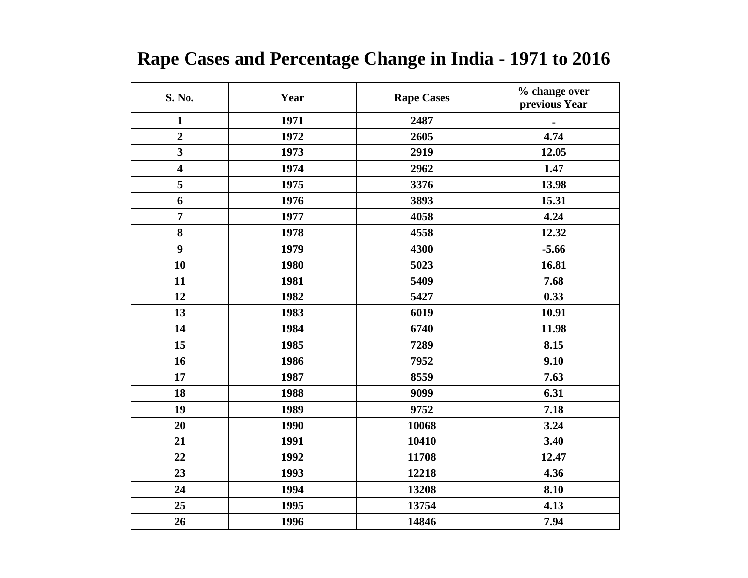# Rape Cases and Percentage Change in India - 1971 to 2016

| S. No. | Year | Rape Cases | % change over previous Year |
|---|---|---|---|
| 1 | 1971 | 2487 | - |
| 2 | 1972 | 2605 | 4.74 |
| 3 | 1973 | 2919 | 12.05 |
| 4 | 1974 | 2962 | 1.47 |
| 5 | 1975 | 3376 | 13.98 |
| 6 | 1976 | 3893 | 15.31 |
| 7 | 1977 | 4058 | 4.24 |
| 8 | 1978 | 4558 | 12.32 |
| 9 | 1979 | 4300 | -5.66 |
| 10 | 1980 | 5023 | 16.81 |
| 11 | 1981 | 5409 | 7.68 |
| 12 | 1982 | 5427 | 0.33 |
| 13 | 1983 | 6019 | 10.91 |
| 14 | 1984 | 6740 | 11.98 |
| 15 | 1985 | 7289 | 8.15 |
| 16 | 1986 | 7952 | 9.10 |
| 17 | 1987 | 8559 | 7.63 |
| 18 | 1988 | 9099 | 6.31 |
| 19 | 1989 | 9752 | 7.18 |
| 20 | 1990 | 10068 | 3.24 |
| 21 | 1991 | 10410 | 3.40 |
| 22 | 1992 | 11708 | 12.47 |
| 23 | 1993 | 12218 | 4.36 |
| 24 | 1994 | 13208 | 8.10 |
| 25 | 1995 | 13754 | 4.13 |
| 26 | 1996 | 14846 | 7.94 |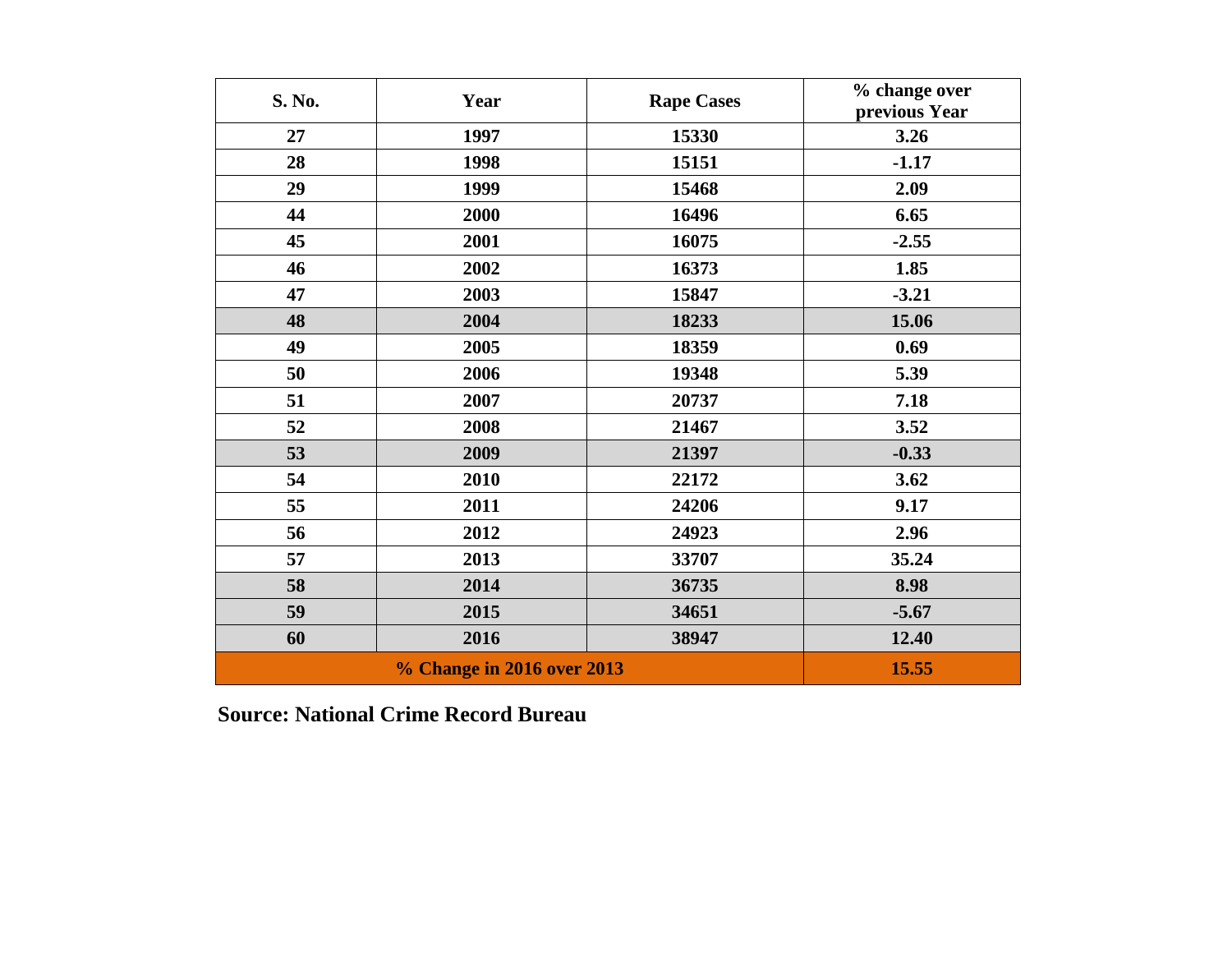| S. No. | Year | Rape Cases | % change over previous Year |
|---|---|---|---|
| 27 | 1997 | 15330 | 3.26 |
| 28 | 1998 | 15151 | -1.17 |
| 29 | 1999 | 15468 | 2.09 |
| 44 | 2000 | 16496 | 6.65 |
| 45 | 2001 | 16075 | -2.55 |
| 46 | 2002 | 16373 | 1.85 |
| 47 | 2003 | 15847 | -3.21 |
| 48 | 2004 | 18233 | 15.06 |
| 49 | 2005 | 18359 | 0.69 |
| 50 | 2006 | 19348 | 5.39 |
| 51 | 2007 | 20737 | 7.18 |
| 52 | 2008 | 21467 | 3.52 |
| 53 | 2009 | 21397 | -0.33 |
| 54 | 2010 | 22172 | 3.62 |
| 55 | 2011 | 24206 | 9.17 |
| 56 | 2012 | 24923 | 2.96 |
| 57 | 2013 | 33707 | 35.24 |
| 58 | 2014 | 36735 | 8.98 |
| 59 | 2015 | 34651 | -5.67 |
| 60 | 2016 | 38947 | 12.40 |
| % Change in 2016 over 2013 | | | 15.55 |

**Source: National Crime Record Bureau**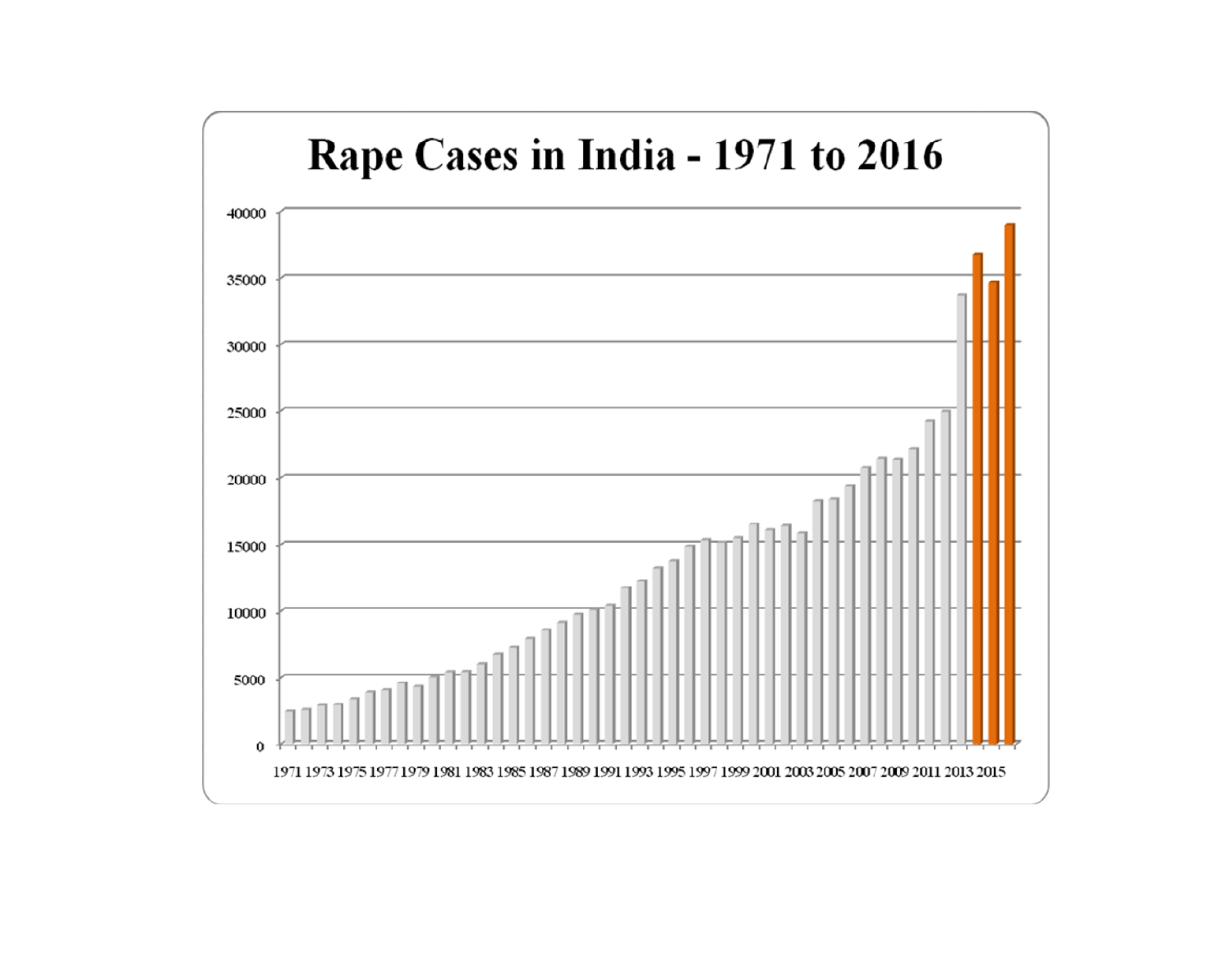# Rape Cases in India - 1971 to 2016

40000
35000
30000
25000
20000
15000
10000
5000
0

1971 1973 1975 1977 1979 1981 1983 1985 1987 1989 1991 1993 1995 1997 1999 2001 2003 2005 2007 2009 2011 2013 2015